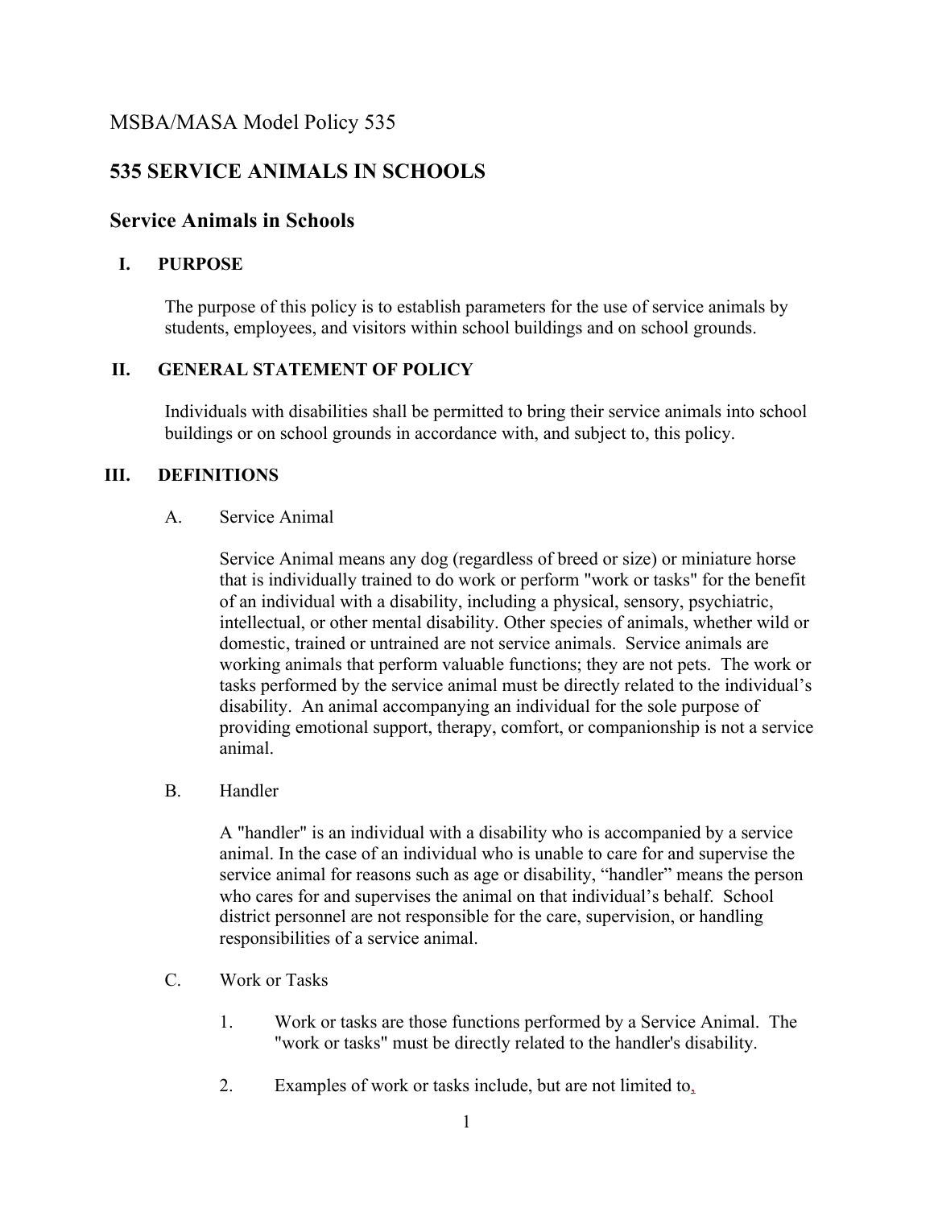MSBA/MASA Model Policy 535

# 535 SERVICE ANIMALS IN SCHOOLS

## Service Animals in Schools

### I. PURPOSE

The purpose of this policy is to establish parameters for the use of service animals by students, employees, and visitors within school buildings and on school grounds.

### II. GENERAL STATEMENT OF POLICY

Individuals with disabilities shall be permitted to bring their service animals into school buildings or on school grounds in accordance with, and subject to, this policy.

### III. DEFINITIONS

A. Service Animal

Service Animal means any dog (regardless of breed or size) or miniature horse that is individually trained to do work or perform "work or tasks" for the benefit of an individual with a disability, including a physical, sensory, psychiatric, intellectual, or other mental disability. Other species of animals, whether wild or domestic, trained or untrained are not service animals. Service animals are working animals that perform valuable functions; they are not pets. The work or tasks performed by the service animal must be directly related to the individual's disability. An animal accompanying an individual for the sole purpose of providing emotional support, therapy, comfort, or companionship is not a service animal.

B. Handler

A "handler" is an individual with a disability who is accompanied by a service animal. In the case of an individual who is unable to care for and supervise the service animal for reasons such as age or disability, "handler" means the person who cares for and supervises the animal on that individual's behalf. School district personnel are not responsible for the care, supervision, or handling responsibilities of a service animal.

C. Work or Tasks

1. Work or tasks are those functions performed by a Service Animal. The "work or tasks" must be directly related to the handler's disability.

2. Examples of work or tasks include, but are not limited to,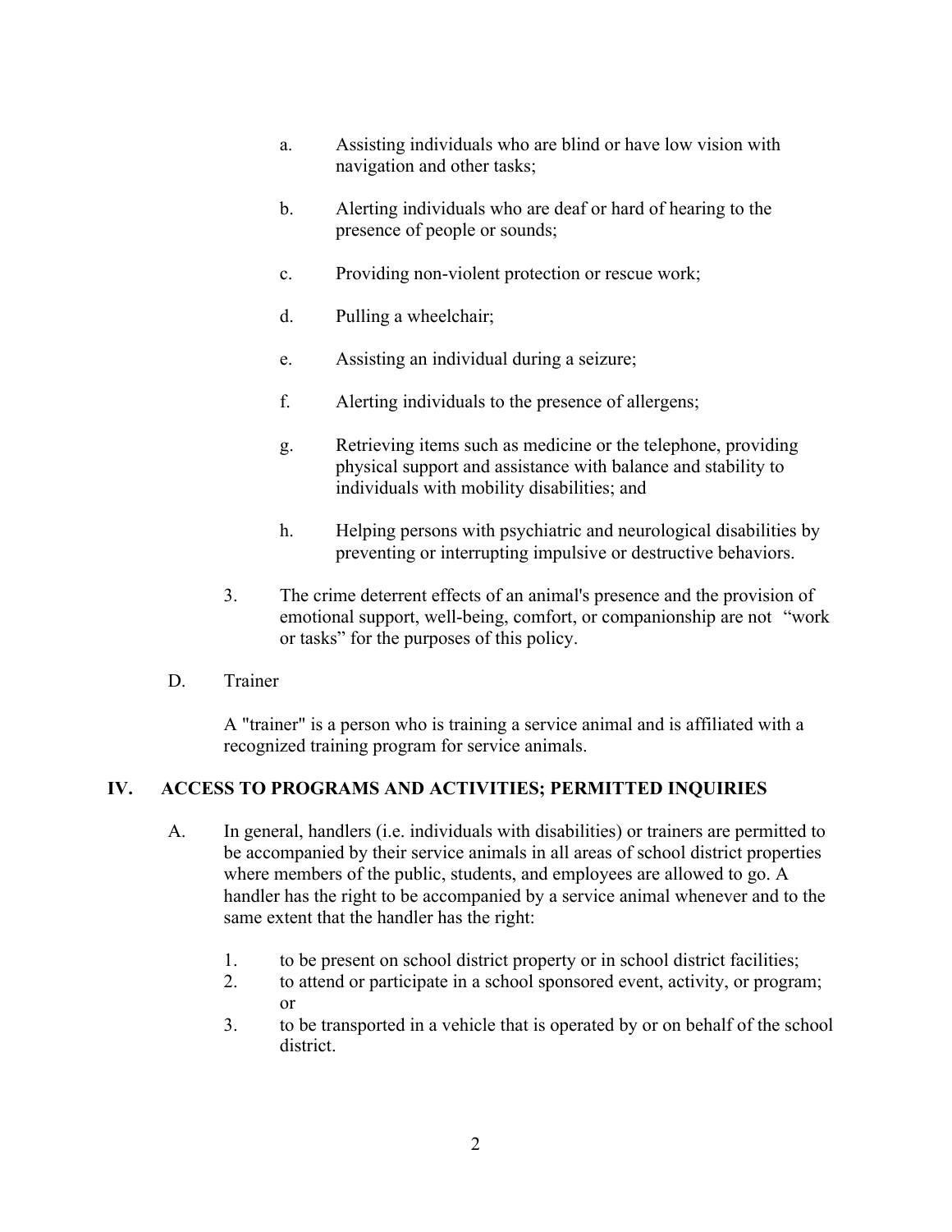a. Assisting individuals who are blind or have low vision with navigation and other tasks;

b. Alerting individuals who are deaf or hard of hearing to the presence of people or sounds;

c. Providing non-violent protection or rescue work;

d. Pulling a wheelchair;

e. Assisting an individual during a seizure;

f. Alerting individuals to the presence of allergens;

g. Retrieving items such as medicine or the telephone, providing physical support and assistance with balance and stability to individuals with mobility disabilities; and

h. Helping persons with psychiatric and neurological disabilities by preventing or interrupting impulsive or destructive behaviors.

3. The crime deterrent effects of an animal's presence and the provision of emotional support, well-being, comfort, or companionship are not "work or tasks" for the purposes of this policy.

D. Trainer

A "trainer" is a person who is training a service animal and is affiliated with a recognized training program for service animals.

## IV. ACCESS TO PROGRAMS AND ACTIVITIES; PERMITTED INQUIRIES

A. In general, handlers (i.e. individuals with disabilities) or trainers are permitted to be accompanied by their service animals in all areas of school district properties where members of the public, students, and employees are allowed to go. A handler has the right to be accompanied by a service animal whenever and to the same extent that the handler has the right:

1. to be present on school district property or in school district facilities;
2. to attend or participate in a school sponsored event, activity, or program; or
3. to be transported in a vehicle that is operated by or on behalf of the school district.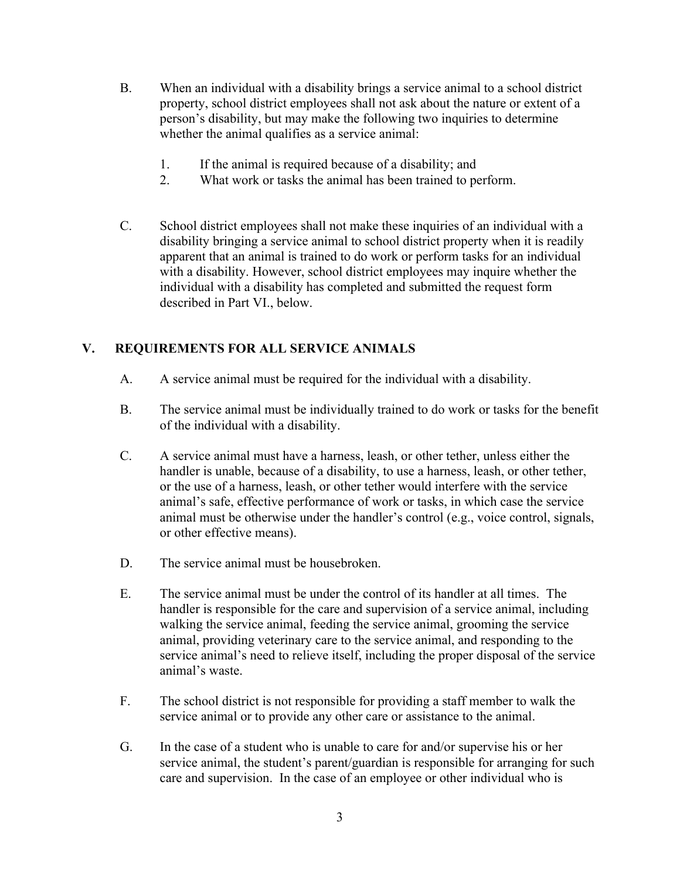B. When an individual with a disability brings a service animal to a school district property, school district employees shall not ask about the nature or extent of a person's disability, but may make the following two inquiries to determine whether the animal qualifies as a service animal:

   1. If the animal is required because of a disability; and
   2. What work or tasks the animal has been trained to perform.

C. School district employees shall not make these inquiries of an individual with a disability bringing a service animal to school district property when it is readily apparent that an animal is trained to do work or perform tasks for an individual with a disability. However, school district employees may inquire whether the individual with a disability has completed and submitted the request form described in Part VI., below.

## V. REQUIREMENTS FOR ALL SERVICE ANIMALS

A. A service animal must be required for the individual with a disability.

B. The service animal must be individually trained to do work or tasks for the benefit of the individual with a disability.

C. A service animal must have a harness, leash, or other tether, unless either the handler is unable, because of a disability, to use a harness, leash, or other tether, or the use of a harness, leash, or other tether would interfere with the service animal's safe, effective performance of work or tasks, in which case the service animal must be otherwise under the handler's control (e.g., voice control, signals, or other effective means).

D. The service animal must be housebroken.

E. The service animal must be under the control of its handler at all times. The handler is responsible for the care and supervision of a service animal, including walking the service animal, feeding the service animal, grooming the service animal, providing veterinary care to the service animal, and responding to the service animal's need to relieve itself, including the proper disposal of the service animal's waste.

F. The school district is not responsible for providing a staff member to walk the service animal or to provide any other care or assistance to the animal.

G. In the case of a student who is unable to care for and/or supervise his or her service animal, the student's parent/guardian is responsible for arranging for such care and supervision. In the case of an employee or other individual who is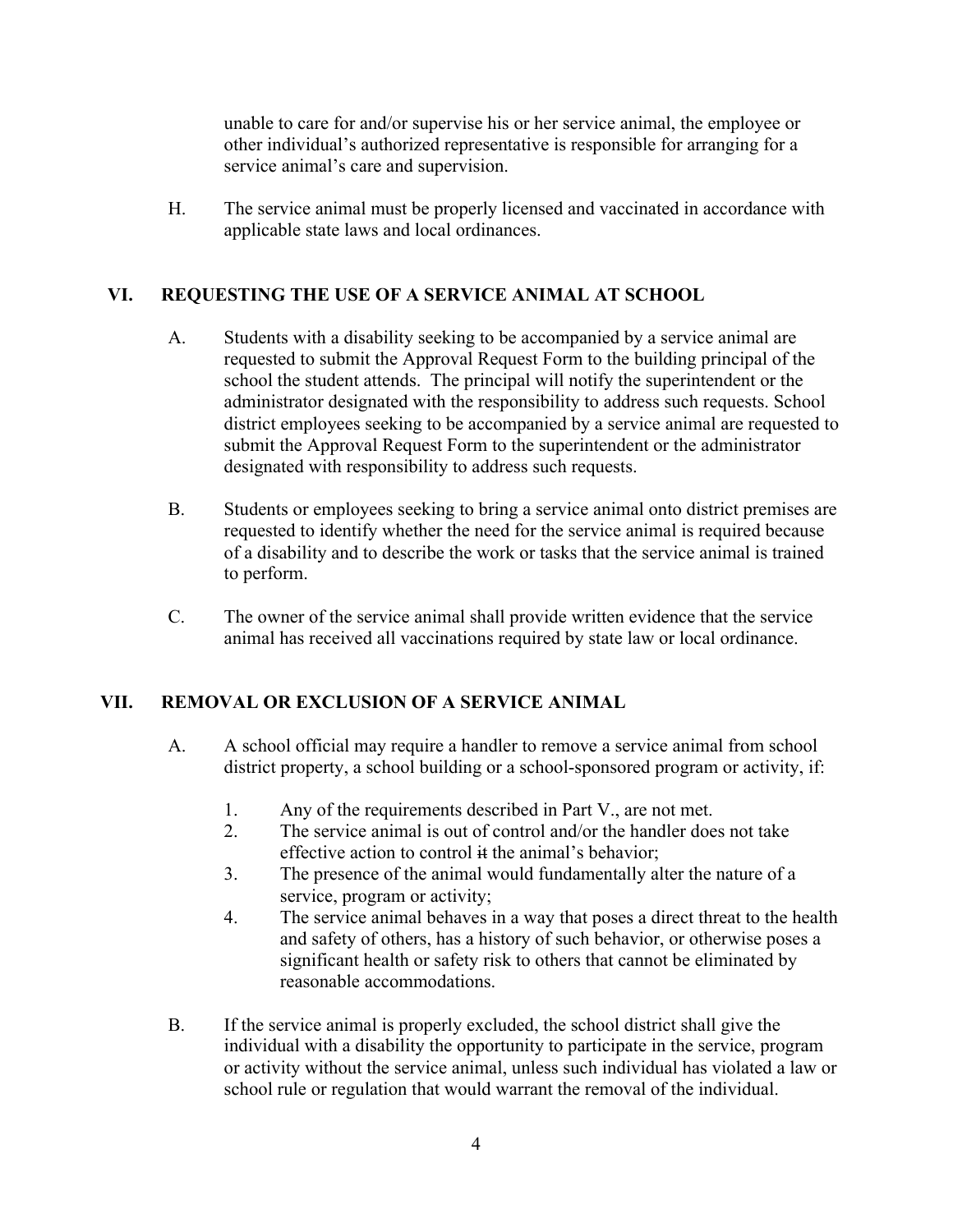unable to care for and/or supervise his or her service animal, the employee or other individual's authorized representative is responsible for arranging for a service animal's care and supervision.

H. The service animal must be properly licensed and vaccinated in accordance with applicable state laws and local ordinances.

## VI. REQUESTING THE USE OF A SERVICE ANIMAL AT SCHOOL

A. Students with a disability seeking to be accompanied by a service animal are requested to submit the Approval Request Form to the building principal of the school the student attends. The principal will notify the superintendent or the administrator designated with the responsibility to address such requests. School district employees seeking to be accompanied by a service animal are requested to submit the Approval Request Form to the superintendent or the administrator designated with responsibility to address such requests.

B. Students or employees seeking to bring a service animal onto district premises are requested to identify whether the need for the service animal is required because of a disability and to describe the work or tasks that the service animal is trained to perform.

C. The owner of the service animal shall provide written evidence that the service animal has received all vaccinations required by state law or local ordinance.

## VII. REMOVAL OR EXCLUSION OF A SERVICE ANIMAL

A. A school official may require a handler to remove a service animal from school district property, a school building or a school-sponsored program or activity, if:

1. Any of the requirements described in Part V., are not met.
2. The service animal is out of control and/or the handler does not take effective action to control ~~it~~ the animal's behavior;
3. The presence of the animal would fundamentally alter the nature of a service, program or activity;
4. The service animal behaves in a way that poses a direct threat to the health and safety of others, has a history of such behavior, or otherwise poses a significant health or safety risk to others that cannot be eliminated by reasonable accommodations.

B. If the service animal is properly excluded, the school district shall give the individual with a disability the opportunity to participate in the service, program or activity without the service animal, unless such individual has violated a law or school rule or regulation that would warrant the removal of the individual.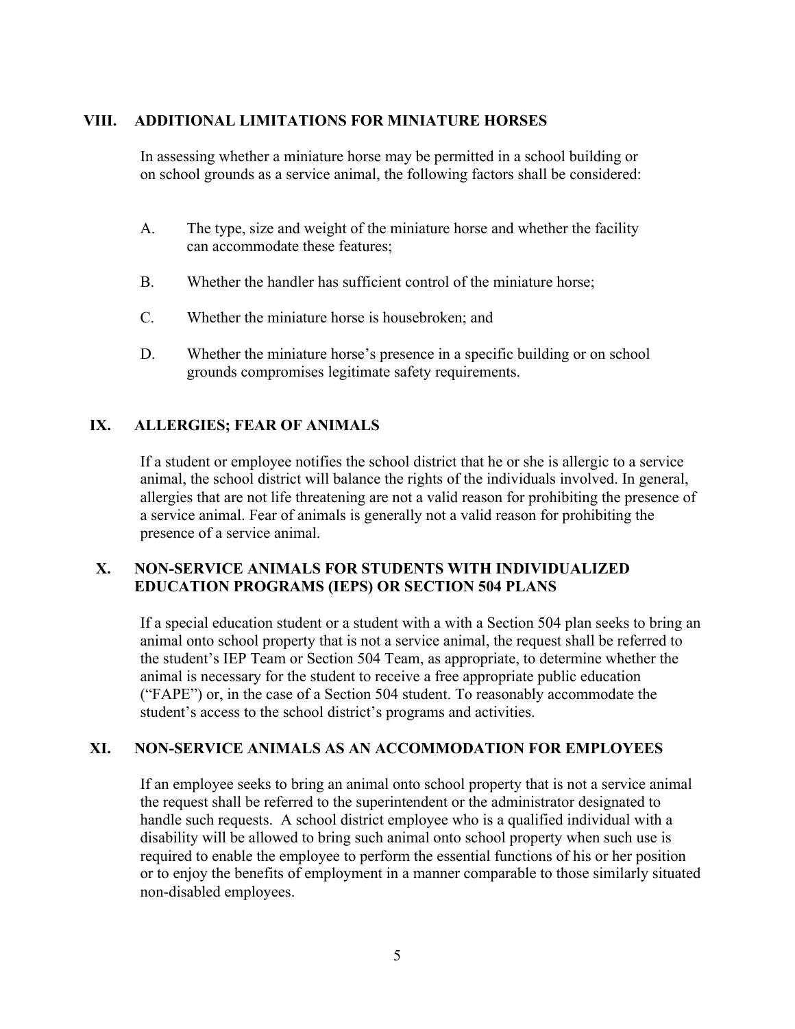## VIII. ADDITIONAL LIMITATIONS FOR MINIATURE HORSES

In assessing whether a miniature horse may be permitted in a school building or on school grounds as a service animal, the following factors shall be considered:

A. The type, size and weight of the miniature horse and whether the facility can accommodate these features;

B. Whether the handler has sufficient control of the miniature horse;

C. Whether the miniature horse is housebroken; and

D. Whether the miniature horse's presence in a specific building or on school grounds compromises legitimate safety requirements.

## IX. ALLERGIES; FEAR OF ANIMALS

If a student or employee notifies the school district that he or she is allergic to a service animal, the school district will balance the rights of the individuals involved. In general, allergies that are not life threatening are not a valid reason for prohibiting the presence of a service animal. Fear of animals is generally not a valid reason for prohibiting the presence of a service animal.

## X. NON-SERVICE ANIMALS FOR STUDENTS WITH INDIVIDUALIZED EDUCATION PROGRAMS (IEPS) OR SECTION 504 PLANS

If a special education student or a student with a with a Section 504 plan seeks to bring an animal onto school property that is not a service animal, the request shall be referred to the student's IEP Team or Section 504 Team, as appropriate, to determine whether the animal is necessary for the student to receive a free appropriate public education ("FAPE") or, in the case of a Section 504 student. To reasonably accommodate the student's access to the school district's programs and activities.

## XI. NON-SERVICE ANIMALS AS AN ACCOMMODATION FOR EMPLOYEES

If an employee seeks to bring an animal onto school property that is not a service animal the request shall be referred to the superintendent or the administrator designated to handle such requests. A school district employee who is a qualified individual with a disability will be allowed to bring such animal onto school property when such use is required to enable the employee to perform the essential functions of his or her position or to enjoy the benefits of employment in a manner comparable to those similarly situated non-disabled employees.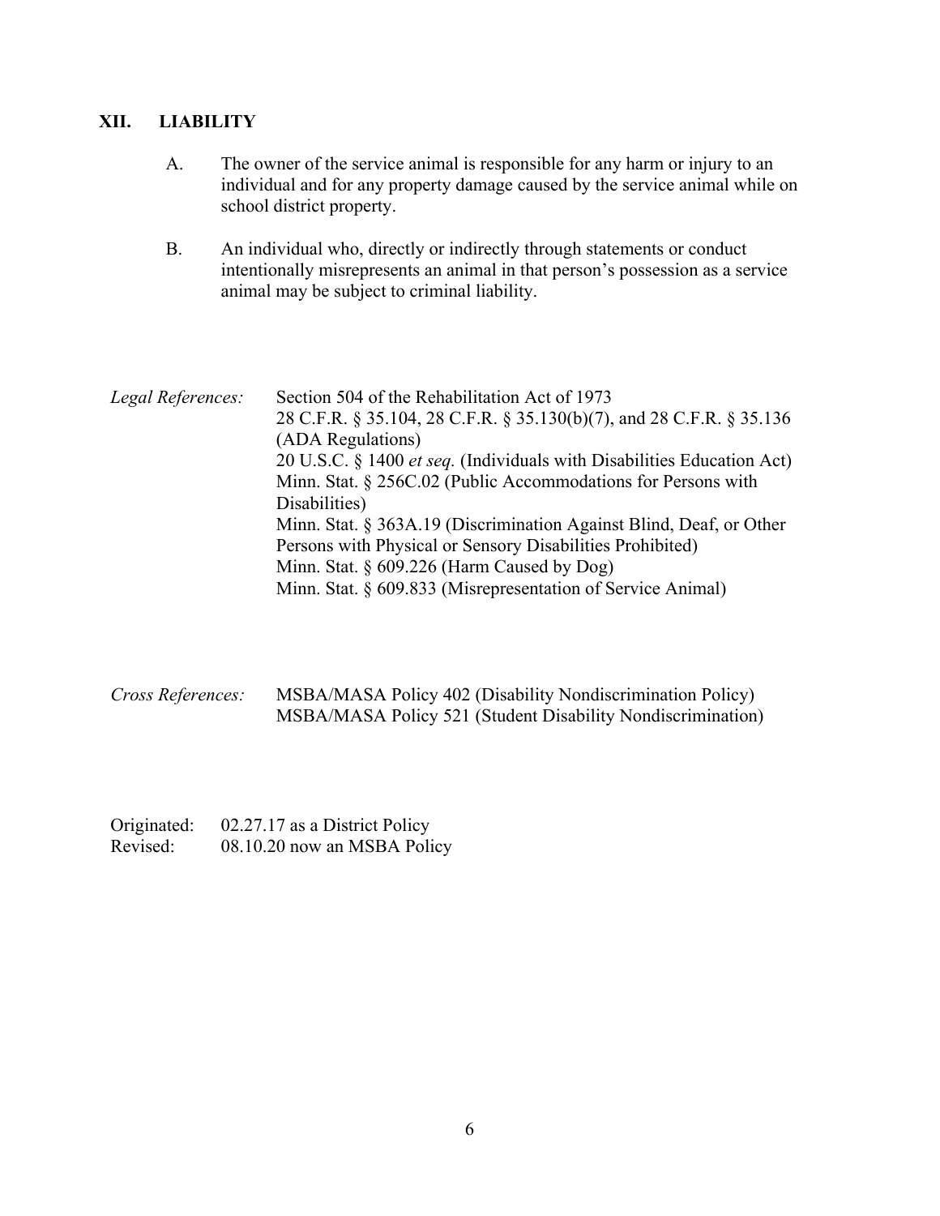## XII. LIABILITY

A. The owner of the service animal is responsible for any harm or injury to an individual and for any property damage caused by the service animal while on school district property.

B. An individual who, directly or indirectly through statements or conduct intentionally misrepresents an animal in that person's possession as a service animal may be subject to criminal liability.

*Legal References:*

Section 504 of the Rehabilitation Act of 1973
28 C.F.R. § 35.104, 28 C.F.R. § 35.130(b)(7), and 28 C.F.R. § 35.136 (ADA Regulations)
20 U.S.C. § 1400 *et seq.* (Individuals with Disabilities Education Act)
Minn. Stat. § 256C.02 (Public Accommodations for Persons with Disabilities)
Minn. Stat. § 363A.19 (Discrimination Against Blind, Deaf, or Other Persons with Physical or Sensory Disabilities Prohibited)
Minn. Stat. § 609.226 (Harm Caused by Dog)
Minn. Stat. § 609.833 (Misrepresentation of Service Animal)

*Cross References:*

MSBA/MASA Policy 402 (Disability Nondiscrimination Policy)
MSBA/MASA Policy 521 (Student Disability Nondiscrimination)

Originated: 02.27.17 as a District Policy
Revised: 08.10.20 now an MSBA Policy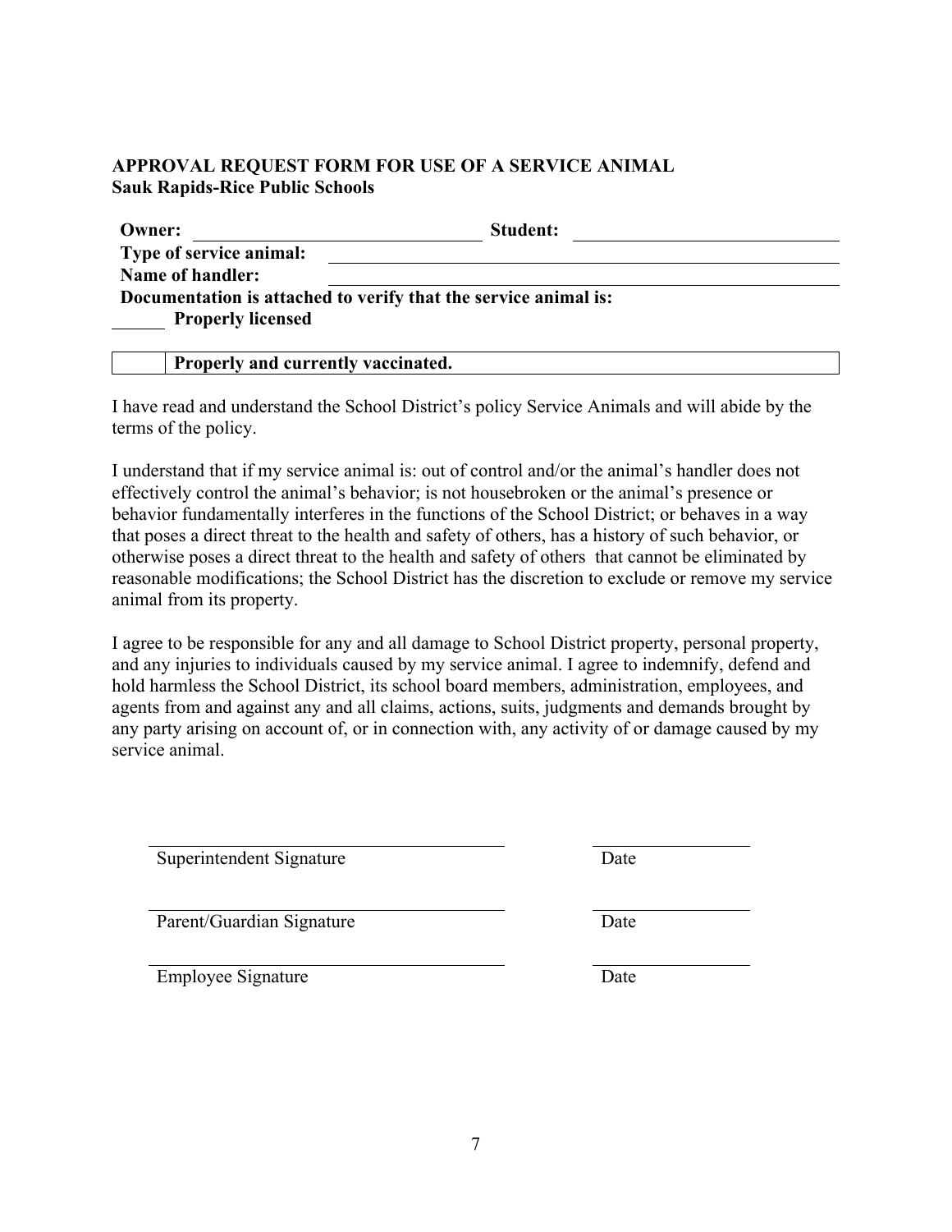**APPROVAL REQUEST FORM FOR USE OF A SERVICE ANIMAL**
**Sauk Rapids-Rice Public Schools**

**Owner:** ______________________________ **Student:** ______________________________

**Type of service animal:** ______________________________

**Name of handler:** ______________________________

**Documentation is attached to verify that the service animal is:**

______ **Properly licensed**

______ **Properly and currently vaccinated.**

I have read and understand the School District's policy Service Animals and will abide by the terms of the policy.

I understand that if my service animal is: out of control and/or the animal's handler does not effectively control the animal's behavior; is not housebroken or the animal's presence or behavior fundamentally interferes in the functions of the School District; or behaves in a way that poses a direct threat to the health and safety of others, has a history of such behavior, or otherwise poses a direct threat to the health and safety of others that cannot be eliminated by reasonable modifications; the School District has the discretion to exclude or remove my service animal from its property.

I agree to be responsible for any and all damage to School District property, personal property, and any injuries to individuals caused by my service animal. I agree to indemnify, defend and hold harmless the School District, its school board members, administration, employees, and agents from and against any and all claims, actions, suits, judgments and demands brought by any party arising on account of, or in connection with, any activity of or damage caused by my service animal.

______________________________ ______________
Superintendent Signature Date

______________________________ ______________
Parent/Guardian Signature Date

______________________________ ______________
Employee Signature Date